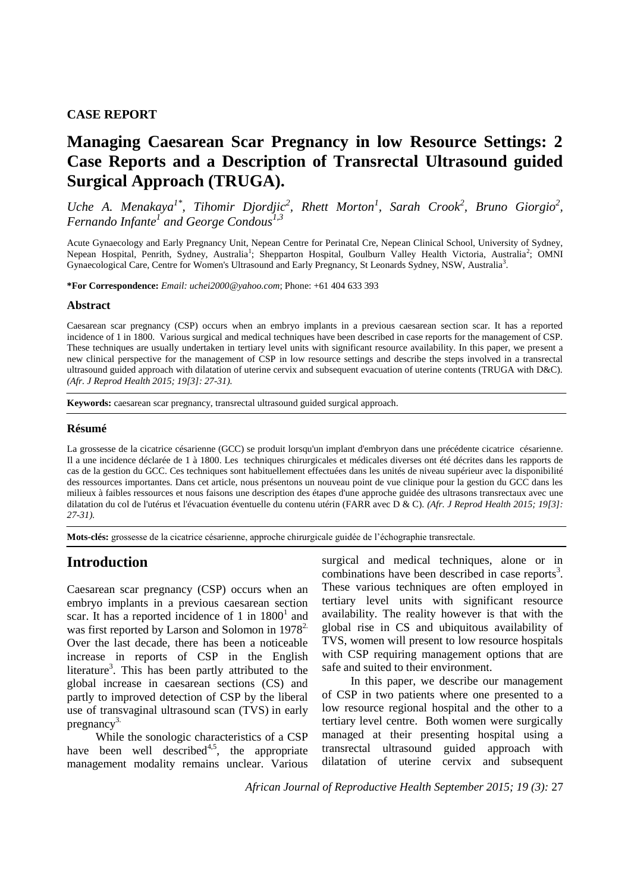**CASE REPORT**

# Managing Caesarean Scar Pregnancy in low Resource Settings: 2 Case Reports and a Description of Transrectal Ultrasound guided Surgical Approach (TRUGA).

*Uche A. Menakaya[1\*], Tihomir Djordjic[2], Rhett Morton[1], Sarah Crook[2], Bruno Giorgio[2], Fernando Infante[1] and George Condous[1,3]*

Acute Gynaecology and Early Pregnancy Unit, Nepean Centre for Perinatal Cre, Nepean Clinical School, University of Sydney, Nepean Hospital, Penrith, Sydney, Australia[1]; Shepparton Hospital, Goulburn Valley Health Victoria, Australia[2]; OMNI Gynaecological Care, Centre for Women's Ultrasound and Early Pregnancy, St Leonards Sydney, NSW, Australia[3].

**\*For Correspondence:** *Email: uchei2000@yahoo.com*; Phone: +61 404 633 393

#### Abstract

Caesarean scar pregnancy (CSP) occurs when an embryo implants in a previous caesarean section scar. It has a reported incidence of 1 in 1800. Various surgical and medical techniques have been described in case reports for the management of CSP. These techniques are usually undertaken in tertiary level units with significant resource availability. In this paper, we present a new clinical perspective for the management of CSP in low resource settings and describe the steps involved in a transrectal ultrasound guided approach with dilatation of uterine cervix and subsequent evacuation of uterine contents (TRUGA with D&C). *(Afr. J Reprod Health 2015; 19[3]: 27-31).*

**Keywords:** caesarean scar pregnancy, transrectal ultrasound guided surgical approach.

#### Résumé

La grossesse de la cicatrice césarienne (GCC) se produit lorsqu'un implant d'embryon dans une précédente cicatrice césarienne. Il a une incidence déclarée de 1 à 1800. Les techniques chirurgicales et médicales diverses ont été décrites dans les rapports de cas de la gestion du GCC. Ces techniques sont habituellement effectuées dans les unités de niveau supérieur avec la disponibilité des ressources importantes. Dans cet article, nous présentons un nouveau point de vue clinique pour la gestion du GCC dans les milieux à faibles ressources et nous faisons une description des étapes d'une approche guidée des ultrasons transrectaux avec une dilatation du col de l'utérus et l'évacuation éventuelle du contenu utérin (FARR avec D & C). *(Afr. J Reprod Health 2015; 19[3]: 27-31).*

**Mots-clés:** grossesse de la cicatrice césarienne, approche chirurgicale guidée de l'échographie transrectale.

## Introduction

Caesarean scar pregnancy (CSP) occurs when an embryo implants in a previous caesarean section scar. It has a reported incidence of 1 in 1800[1] and was first reported by Larson and Solomon in 1978[2]. Over the last decade, there has been a noticeable increase in reports of CSP in the English literature[3]. This has been partly attributed to the global increase in caesarean sections (CS) and partly to improved detection of CSP by the liberal use of transvaginal ultrasound scan (TVS) in early pregnancy[3].

While the sonologic characteristics of a CSP have been well described[4,5], the appropriate management modality remains unclear. Various surgical and medical techniques, alone or in combinations have been described in case reports[3]. These various techniques are often employed in tertiary level units with significant resource availability. The reality however is that with the global rise in CS and ubiquitous availability of TVS, women will present to low resource hospitals with CSP requiring management options that are safe and suited to their environment.

In this paper, we describe our management of CSP in two patients where one presented to a low resource regional hospital and the other to a tertiary level centre. Both women were surgically managed at their presenting hospital using a transrectal ultrasound guided approach with dilatation of uterine cervix and subsequent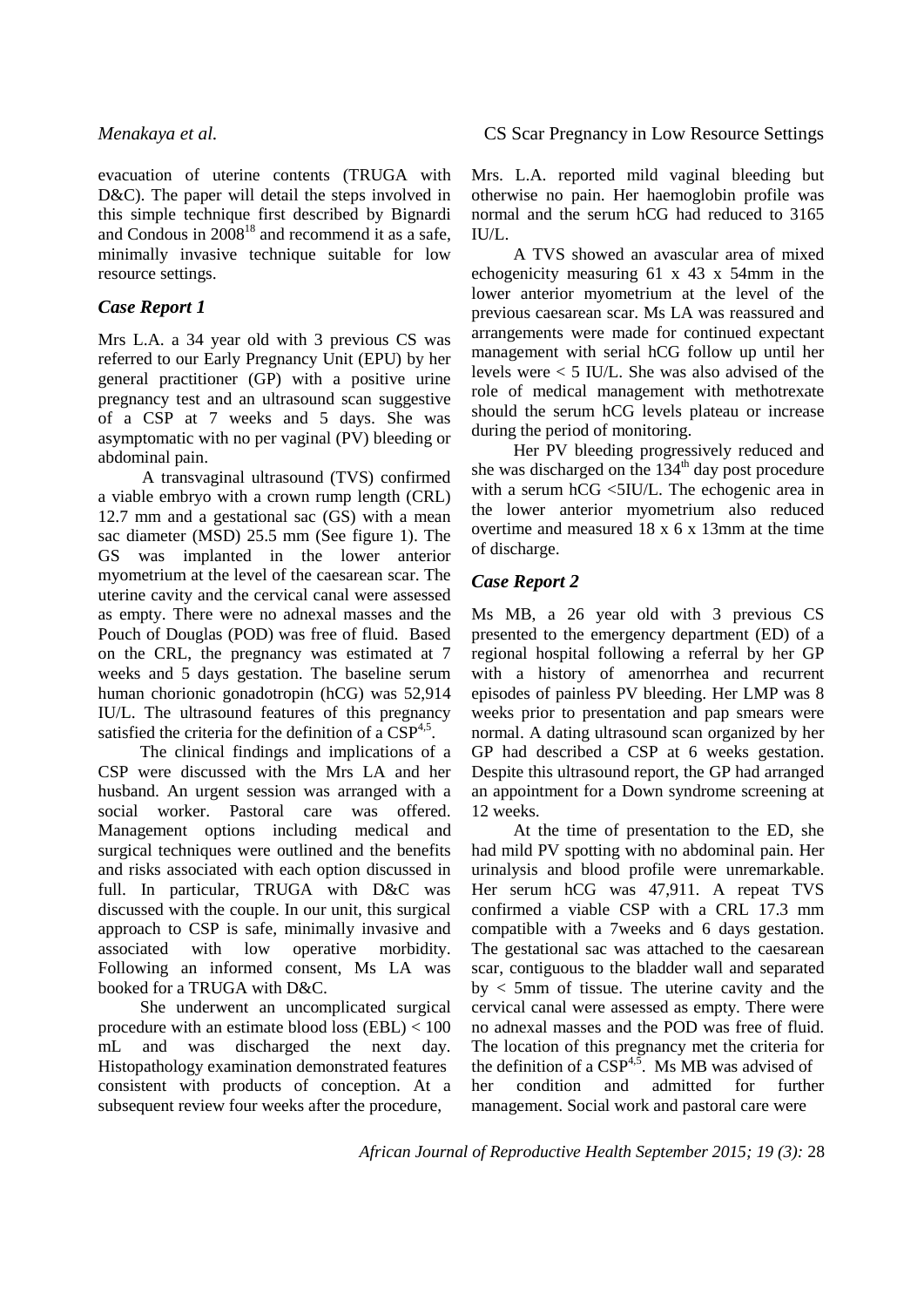evacuation of uterine contents (TRUGA with D&C). The paper will detail the steps involved in this simple technique first described by Bignardi and Condous in 2008[18] and recommend it as a safe, minimally invasive technique suitable for low resource settings.

## Case Report 1

Mrs L.A. a 34 year old with 3 previous CS was referred to our Early Pregnancy Unit (EPU) by her general practitioner (GP) with a positive urine pregnancy test and an ultrasound scan suggestive of a CSP at 7 weeks and 5 days. She was asymptomatic with no per vaginal (PV) bleeding or abdominal pain.

A transvaginal ultrasound (TVS) confirmed a viable embryo with a crown rump length (CRL) 12.7 mm and a gestational sac (GS) with a mean sac diameter (MSD) 25.5 mm (See figure 1). The GS was implanted in the lower anterior myometrium at the level of the caesarean scar. The uterine cavity and the cervical canal were assessed as empty. There were no adnexal masses and the Pouch of Douglas (POD) was free of fluid. Based on the CRL, the pregnancy was estimated at 7 weeks and 5 days gestation. The baseline serum human chorionic gonadotropin (hCG) was 52,914 IU/L. The ultrasound features of this pregnancy satisfied the criteria for the definition of a CSP[4,5].

The clinical findings and implications of a CSP were discussed with the Mrs LA and her husband. An urgent session was arranged with a social worker. Pastoral care was offered. Management options including medical and surgical techniques were outlined and the benefits and risks associated with each option discussed in full. In particular, TRUGA with D&C was discussed with the couple. In our unit, this surgical approach to CSP is safe, minimally invasive and associated with low operative morbidity. Following an informed consent, Ms LA was booked for a TRUGA with D&C.

She underwent an uncomplicated surgical procedure with an estimate blood loss (EBL) < 100 mL and was discharged the next day. Histopathology examination demonstrated features consistent with products of conception. At a subsequent review four weeks after the procedure, Mrs. L.A. reported mild vaginal bleeding but otherwise no pain. Her haemoglobin profile was normal and the serum hCG had reduced to 3165 IU/L.

A TVS showed an avascular area of mixed echogenicity measuring 61 x 43 x 54mm in the lower anterior myometrium at the level of the previous caesarean scar. Ms LA was reassured and arrangements were made for continued expectant management with serial hCG follow up until her levels were < 5 IU/L. She was also advised of the role of medical management with methotrexate should the serum hCG levels plateau or increase during the period of monitoring.

Her PV bleeding progressively reduced and she was discharged on the 134th day post procedure with a serum hCG <5IU/L. The echogenic area in the lower anterior myometrium also reduced overtime and measured 18 x 6 x 13mm at the time of discharge.

## Case Report 2

Ms MB, a 26 year old with 3 previous CS presented to the emergency department (ED) of a regional hospital following a referral by her GP with a history of amenorrhea and recurrent episodes of painless PV bleeding. Her LMP was 8 weeks prior to presentation and pap smears were normal. A dating ultrasound scan organized by her GP had described a CSP at 6 weeks gestation. Despite this ultrasound report, the GP had arranged an appointment for a Down syndrome screening at 12 weeks.

At the time of presentation to the ED, she had mild PV spotting with no abdominal pain. Her urinalysis and blood profile were unremarkable. Her serum hCG was 47,911. A repeat TVS confirmed a viable CSP with a CRL 17.3 mm compatible with a 7weeks and 6 days gestation. The gestational sac was attached to the caesarean scar, contiguous to the bladder wall and separated by < 5mm of tissue. The uterine cavity and the cervical canal were assessed as empty. There were no adnexal masses and the POD was free of fluid. The location of this pregnancy met the criteria for the definition of a CSP[4,5]. Ms MB was advised of her condition and admitted for further management. Social work and pastoral care were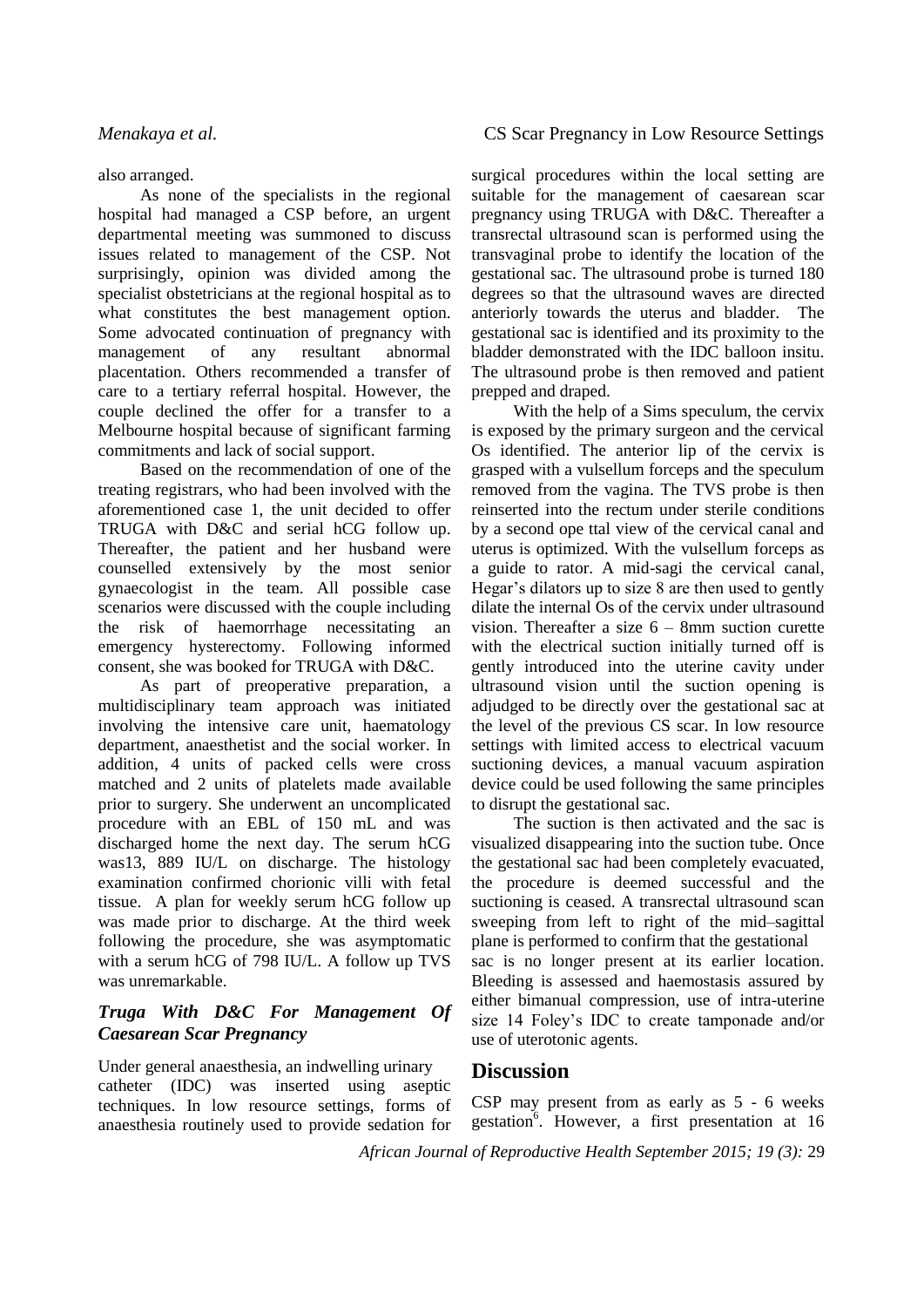also arranged.

As none of the specialists in the regional hospital had managed a CSP before, an urgent departmental meeting was summoned to discuss issues related to management of the CSP. Not surprisingly, opinion was divided among the specialist obstetricians at the regional hospital as to what constitutes the best management option. Some advocated continuation of pregnancy with management of any resultant abnormal placentation. Others recommended a transfer of care to a tertiary referral hospital. However, the couple declined the offer for a transfer to a Melbourne hospital because of significant farming commitments and lack of social support.

Based on the recommendation of one of the treating registrars, who had been involved with the aforementioned case 1, the unit decided to offer TRUGA with D&C and serial hCG follow up. Thereafter, the patient and her husband were counselled extensively by the most senior gynaecologist in the team. All possible case scenarios were discussed with the couple including the risk of haemorrhage necessitating an emergency hysterectomy. Following informed consent, she was booked for TRUGA with D&C.

As part of preoperative preparation, a multidisciplinary team approach was initiated involving the intensive care unit, haematology department, anaesthetist and the social worker. In addition, 4 units of packed cells were cross matched and 2 units of platelets made available prior to surgery. She underwent an uncomplicated procedure with an EBL of 150 mL and was discharged home the next day. The serum hCG was13, 889 IU/L on discharge. The histology examination confirmed chorionic villi with fetal tissue. A plan for weekly serum hCG follow up was made prior to discharge. At the third week following the procedure, she was asymptomatic with a serum hCG of 798 IU/L. A follow up TVS was unremarkable.

## *Truga With D&C For Management Of Caesarean Scar Pregnancy*

Under general anaesthesia, an indwelling urinary catheter (IDC) was inserted using aseptic techniques. In low resource settings, forms of anaesthesia routinely used to provide sedation for surgical procedures within the local setting are suitable for the management of caesarean scar pregnancy using TRUGA with D&C. Thereafter a transrectal ultrasound scan is performed using the transvaginal probe to identify the location of the gestational sac. The ultrasound probe is turned 180 degrees so that the ultrasound waves are directed anteriorly towards the uterus and bladder. The gestational sac is identified and its proximity to the bladder demonstrated with the IDC balloon insitu. The ultrasound probe is then removed and patient prepped and draped.

With the help of a Sims speculum, the cervix is exposed by the primary surgeon and the cervical Os identified. The anterior lip of the cervix is grasped with a vulsellum forceps and the speculum removed from the vagina. The TVS probe is then reinserted into the rectum under sterile conditions by a second ope ttal view of the cervical canal and uterus is optimized. With the vulsellum forceps as a guide to rator. A mid-sagi the cervical canal, Hegar's dilators up to size 8 are then used to gently dilate the internal Os of the cervix under ultrasound vision. Thereafter a size 6 – 8mm suction curette with the electrical suction initially turned off is gently introduced into the uterine cavity under ultrasound vision until the suction opening is adjudged to be directly over the gestational sac at the level of the previous CS scar. In low resource settings with limited access to electrical vacuum suctioning devices, a manual vacuum aspiration device could be used following the same principles to disrupt the gestational sac.

The suction is then activated and the sac is visualized disappearing into the suction tube. Once the gestational sac had been completely evacuated, the procedure is deemed successful and the suctioning is ceased. A transrectal ultrasound scan sweeping from left to right of the mid–sagittal plane is performed to confirm that the gestational sac is no longer present at its earlier location. Bleeding is assessed and haemostasis assured by either bimanual compression, use of intra-uterine size 14 Foley's IDC to create tamponade and/or use of uterotonic agents.

## Discussion

CSP may present from as early as 5 - 6 weeks gestation[6]. However, a first presentation at 16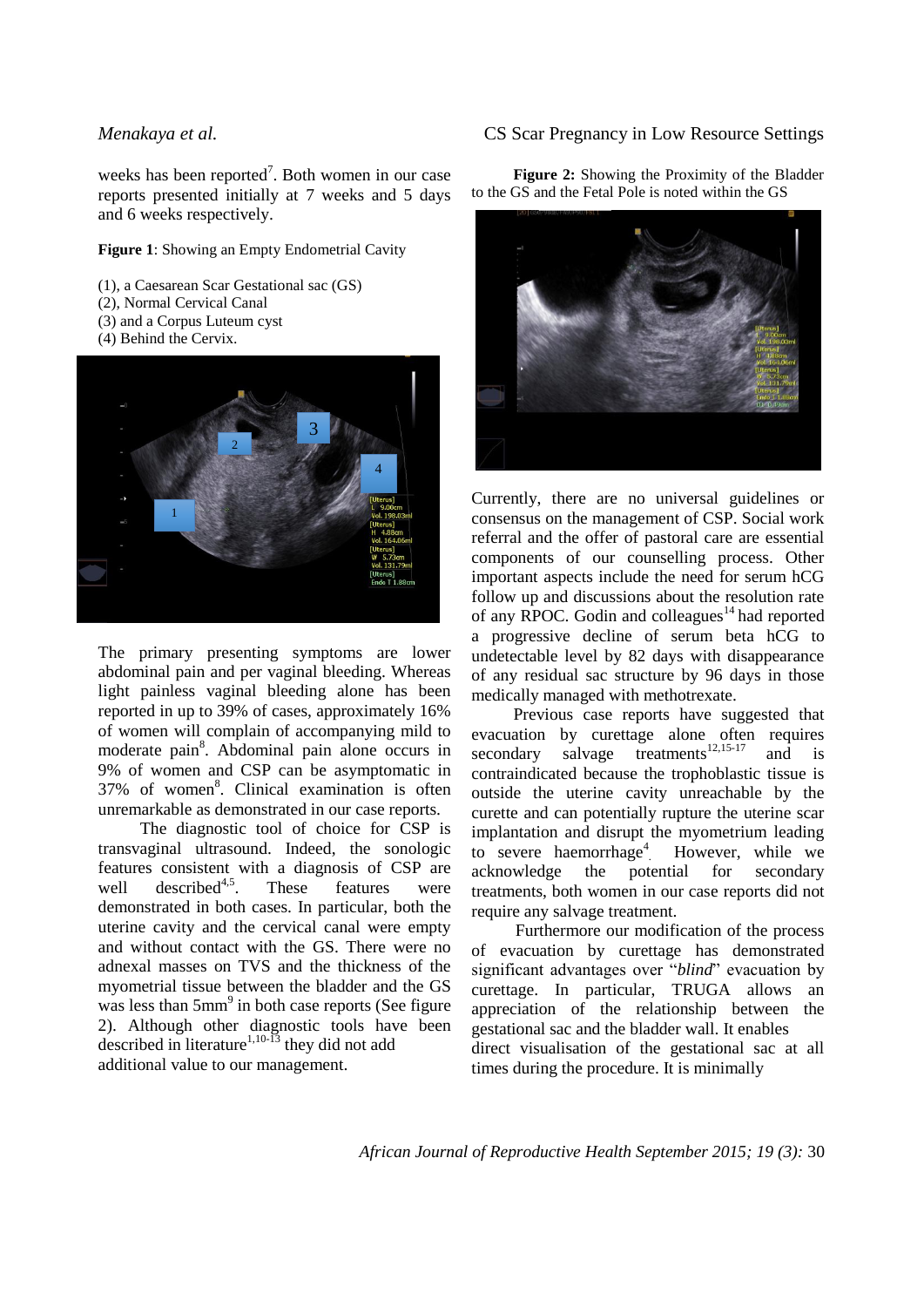weeks has been reported[7]. Both women in our case reports presented initially at 7 weeks and 5 days and 6 weeks respectively.

**Figure 1**: Showing an Empty Endometrial Cavity

(1), a Caesarean Scar Gestational sac (GS)
(2), Normal Cervical Canal
(3) and a Corpus Luteum cyst
(4) Behind the Cervix.

The primary presenting symptoms are lower abdominal pain and per vaginal bleeding. Whereas light painless vaginal bleeding alone has been reported in up to 39% of cases, approximately 16% of women will complain of accompanying mild to moderate pain[8]. Abdominal pain alone occurs in 9% of women and CSP can be asymptomatic in 37% of women[8]. Clinical examination is often unremarkable as demonstrated in our case reports.

The diagnostic tool of choice for CSP is transvaginal ultrasound. Indeed, the sonologic features consistent with a diagnosis of CSP are well described[4,5]. These features were demonstrated in both cases. In particular, both the uterine cavity and the cervical canal were empty and without contact with the GS. There were no adnexal masses on TVS and the thickness of the myometrial tissue between the bladder and the GS was less than 5mm[9] in both case reports (See figure 2). Although other diagnostic tools have been described in literature[1,10-13] they did not add additional value to our management.

**Figure 2:** Showing the Proximity of the Bladder to the GS and the Fetal Pole is noted within the GS

Currently, there are no universal guidelines or consensus on the management of CSP. Social work referral and the offer of pastoral care are essential components of our counselling process. Other important aspects include the need for serum hCG follow up and discussions about the resolution rate of any RPOC. Godin and colleagues[14] had reported a progressive decline of serum beta hCG to undetectable level by 82 days with disappearance of any residual sac structure by 96 days in those medically managed with methotrexate.

Previous case reports have suggested that evacuation by curettage alone often requires secondary salvage treatments[12,15-17] and is contraindicated because the trophoblastic tissue is outside the uterine cavity unreachable by the curette and can potentially rupture the uterine scar implantation and disrupt the myometrium leading to severe haemorrhage[4]. However, while we acknowledge the potential for secondary treatments, both women in our case reports did not require any salvage treatment.

Furthermore our modification of the process of evacuation by curettage has demonstrated significant advantages over "*blind*" evacuation by curettage. In particular, TRUGA allows an appreciation of the relationship between the gestational sac and the bladder wall. It enables direct visualisation of the gestational sac at all times during the procedure. It is minimally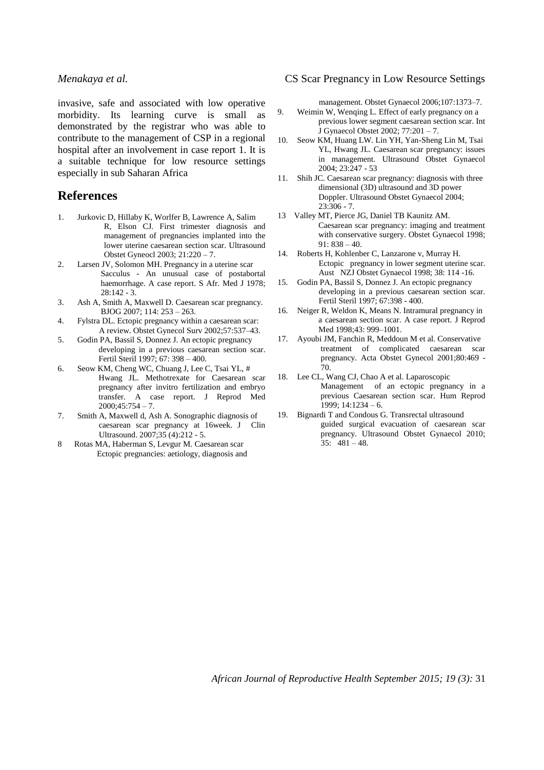invasive, safe and associated with low operative morbidity. Its learning curve is small as demonstrated by the registrar who was able to contribute to the management of CSP in a regional hospital after an involvement in case report 1. It is a suitable technique for low resource settings especially in sub Saharan Africa

## References

1. Jurkovic D, Hillaby K, Worlfer B, Lawrence A, Salim R, Elson CJ. First trimester diagnosis and management of pregnancies implanted into the lower uterine caesarean section scar. Ultrasound Obstet Gyneocl 2003; 21:220 – 7.
2. Larsen JV, Solomon MH. Pregnancy in a uterine scar Sacculus - An unusual case of postabortal haemorrhage. A case report. S Afr. Med J 1978; 28:142 - 3.
3. Ash A, Smith A, Maxwell D. Caesarean scar pregnancy. BJOG 2007; 114: 253 – 263.
4. Fylstra DL. Ectopic pregnancy within a caesarean scar: A review. Obstet Gynecol Surv 2002;57:537–43.
5. Godin PA, Bassil S, Donnez J. An ectopic pregnancy developing in a previous caesarean section scar. Fertil Steril 1997; 67: 398 – 400.
6. Seow KM, Cheng WC, Chuang J, Lee C, Tsai YL, # Hwang JL. Methotrexate for Caesarean scar pregnancy after invitro fertilization and embryo transfer. A case report. J Reprod Med 2000;45:754 – 7.
7. Smith A, Maxwell d, Ash A. Sonographic diagnosis of caesarean scar pregnancy at 16week. J Clin Ultrasound. 2007;35 (4):212 - 5.
8. Rotas MA, Haberman S, Levgur M. Caesarean scar Ectopic pregnancies: aetiology, diagnosis and management. Obstet Gynaecol 2006;107:1373–7.
9. Weimin W, Wenqing L. Effect of early pregnancy on a previous lower segment caesarean section scar. Int J Gynaecol Obstet 2002; 77:201 – 7.
10. Seow KM, Huang LW. Lin YH, Yan-Sheng Lin M, Tsai YL, Hwang JL. Caesarean scar pregnancy: issues in management. Ultrasound Obstet Gynaecol 2004; 23:247 - 53
11. Shih JC. Caesarean scar pregnancy: diagnosis with three dimensional (3D) ultrasound and 3D power Doppler. Ultrasound Obstet Gynaecol 2004; 23:306 - 7.
13. Valley MT, Pierce JG, Daniel TB Kaunitz AM. Caesarean scar pregnancy: imaging and treatment with conservative surgery. Obstet Gynaecol 1998; 91: 838 – 40.
14. Roberts H, Kohlenber C, Lanzarone v, Murray H. Ectopic pregnancy in lower segment uterine scar. Aust NZJ Obstet Gynaecol 1998; 38: 114 -16.
15. Godin PA, Bassil S, Donnez J. An ectopic pregnancy developing in a previous caesarean section scar. Fertil Steril 1997; 67:398 - 400.
16. Neiger R, Weldon K, Means N. Intramural pregnancy in a caesarean section scar. A case report. J Reprod Med 1998;43: 999–1001.
17. Ayoubi JM, Fanchin R, Meddoun M et al. Conservative treatment of complicated caesarean scar pregnancy. Acta Obstet Gynecol 2001;80:469 - 70.
18. Lee CL, Wang CJ, Chao A et al. Laparoscopic Management of an ectopic pregnancy in a previous Caesarean section scar. Hum Reprod 1999; 14:1234 – 6.
19. Bignardi T and Condous G. Transrectal ultrasound guided surgical evacuation of caesarean scar pregnancy. Ultrasound Obstet Gynaecol 2010; 35: 481 – 48.